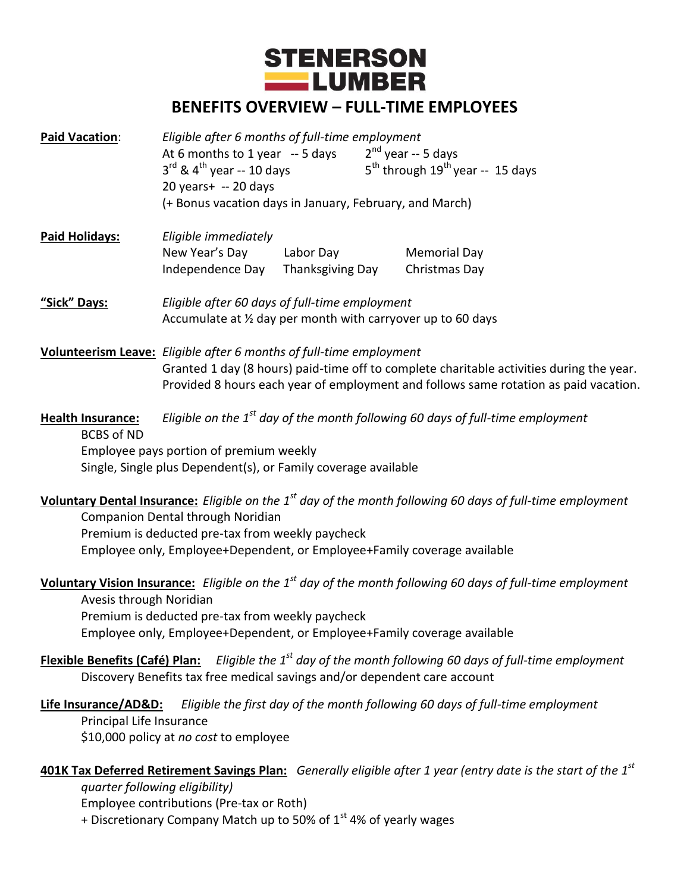# STENERSON LUMBER

## BENEFITS OVERVIEW – FULL-TIME EMPLOYEES

**Paid Vacation**: *Eligible after 6 months of full-time employment*
At 6 months to 1 year -- 5 days
2nd year -- 5 days
3rd & 4th year -- 10 days
5th through 19th year -- 15 days
20 years+ -- 20 days
(+ Bonus vacation days in January, February, and March)

**Paid Holidays:** *Eligible immediately*
New Year's Day, Labor Day, Memorial Day
Independence Day, Thanksgiving Day, Christmas Day

**"Sick" Days:** *Eligible after 60 days of full-time employment*
Accumulate at ½ day per month with carryover up to 60 days

**Volunteerism Leave:** *Eligible after 6 months of full-time employment*
Granted 1 day (8 hours) paid-time off to complete charitable activities during the year.
Provided 8 hours each year of employment and follows same rotation as paid vacation.

**Health Insurance:** *Eligible on the 1st day of the month following 60 days of full-time employment*
BCBS of ND
Employee pays portion of premium weekly
Single, Single plus Dependent(s), or Family coverage available

**Voluntary Dental Insurance:** *Eligible on the 1st day of the month following 60 days of full-time employment*
Companion Dental through Noridian
Premium is deducted pre-tax from weekly paycheck
Employee only, Employee+Dependent, or Employee+Family coverage available

**Voluntary Vision Insurance:** *Eligible on the 1st day of the month following 60 days of full-time employment*
Avesis through Noridian
Premium is deducted pre-tax from weekly paycheck
Employee only, Employee+Dependent, or Employee+Family coverage available

**Flexible Benefits (Café) Plan:** *Eligible the 1st day of the month following 60 days of full-time employment*
Discovery Benefits tax free medical savings and/or dependent care account

**Life Insurance/AD&D:** *Eligible the first day of the month following 60 days of full-time employment*
Principal Life Insurance
$10,000 policy at *no cost* to employee

**401K Tax Deferred Retirement Savings Plan:** *Generally eligible after 1 year (entry date is the start of the 1st quarter following eligibility)*
Employee contributions (Pre-tax or Roth)
+ Discretionary Company Match up to 50% of 1st 4% of yearly wages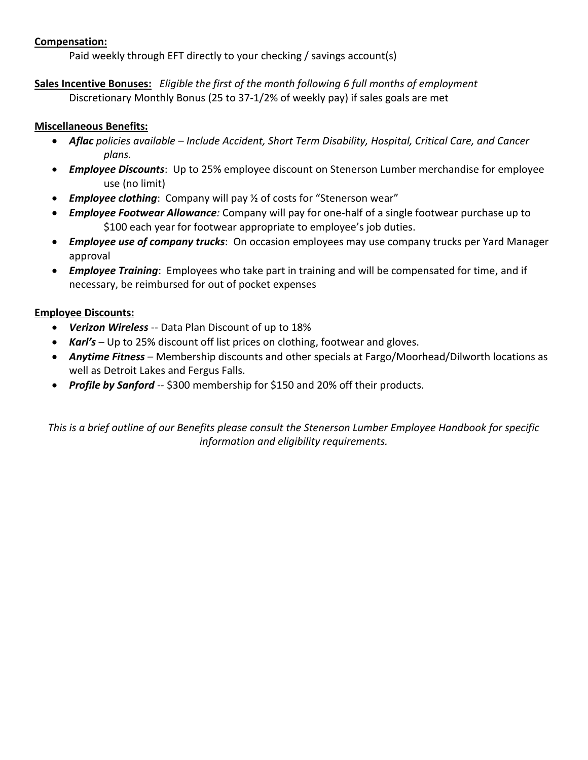**Compensation:**

Paid weekly through EFT directly to your checking / savings account(s)

**Sales Incentive Bonuses:** *Eligible the first of the month following 6 full months of employment*

Discretionary Monthly Bonus (25 to 37-1/2% of weekly pay) if sales goals are met

**Miscellaneous Benefits:**

- ***Aflac*** *policies available – Include Accident, Short Term Disability, Hospital, Critical Care, and Cancer plans.*
- ***Employee Discounts***: Up to 25% employee discount on Stenerson Lumber merchandise for employee use (no limit)
- ***Employee clothing***: Company will pay ½ of costs for "Stenerson wear"
- ***Employee Footwear Allowance****:* Company will pay for one-half of a single footwear purchase up to $100 each year for footwear appropriate to employee's job duties.
- ***Employee use of company trucks***: On occasion employees may use company trucks per Yard Manager approval
- ***Employee Training***: Employees who take part in training and will be compensated for time, and if necessary, be reimbursed for out of pocket expenses

**Employee Discounts:**

- ***Verizon Wireless*** -- Data Plan Discount of up to 18%
- ***Karl's*** – Up to 25% discount off list prices on clothing, footwear and gloves.
- ***Anytime Fitness*** – Membership discounts and other specials at Fargo/Moorhead/Dilworth locations as well as Detroit Lakes and Fergus Falls.
- ***Profile by Sanford*** -- $300 membership for $150 and 20% off their products.

*This is a brief outline of our Benefits please consult the Stenerson Lumber Employee Handbook for specific information and eligibility requirements.*